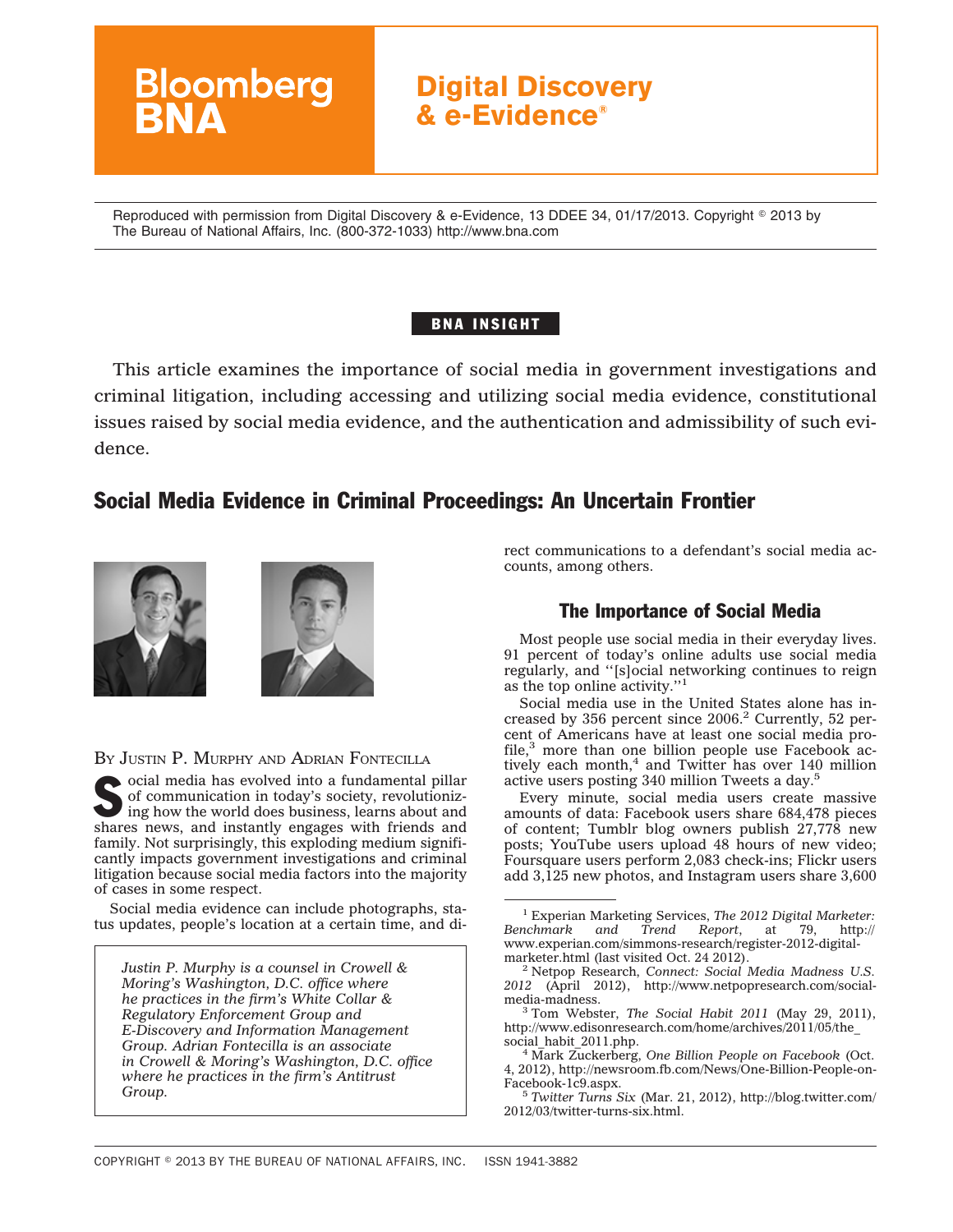# Bloomberg BNA

## Digital Discovery & e-Evidence®

Reproduced with permission from Digital Discovery & e-Evidence, 13 DDEE 34, 01/17/2013. Copyright © 2013 by The Bureau of National Affairs, Inc. (800-372-1033) http://www.bna.com

**BNA INSIGHT**

This article examines the importance of social media in government investigations and criminal litigation, including accessing and utilizing social media evidence, constitutional issues raised by social media evidence, and the authentication and admissibility of such evidence.

# Social Media Evidence in Criminal Proceedings: An Uncertain Frontier

BY JUSTIN P. MURPHY AND ADRIAN FONTECILLA

Social media has evolved into a fundamental pillar of communication in today's society, revolutionizing how the world does business, learns about and shares news, and instantly engages with friends and family. Not surprisingly, this exploding medium significantly impacts government investigations and criminal litigation because social media factors into the majority of cases in some respect.

Social media evidence can include photographs, status updates, people's location at a certain time, and direct communications to a defendant's social media accounts, among others.

*Justin P. Murphy is a counsel in Crowell & Moring's Washington, D.C. office where he practices in the firm's White Collar & Regulatory Enforcement Group and E-Discovery and Information Management Group. Adrian Fontecilla is an associate in Crowell & Moring's Washington, D.C. office where he practices in the firm's Antitrust Group.*

## The Importance of Social Media

Most people use social media in their everyday lives. 91 percent of today's online adults use social media regularly, and ''[s]ocial networking continues to reign as the top online activity.''[1]

Social media use in the United States alone has increased by 356 percent since 2006.[2] Currently, 52 percent of Americans have at least one social media profile,[3] more than one billion people use Facebook actively each month,[4] and Twitter has over 140 million active users posting 340 million Tweets a day.[5]

Every minute, social media users create massive amounts of data: Facebook users share 684,478 pieces of content; Tumblr blog owners publish 27,778 new posts; YouTube users upload 48 hours of new video; Foursquare users perform 2,083 check-ins; Flickr users add 3,125 new photos, and Instagram users share 3,600

---

[1] Experian Marketing Services, *The 2012 Digital Marketer: Benchmark and Trend Report*, at 79, http://www.experian.com/simmons-research/register-2012-digital-marketer.html (last visited Oct. 24 2012).

[2] Netpop Research, *Connect: Social Media Madness U.S. 2012* (April 2012), http://www.netpopresearch.com/social-media-madness.

[3] Tom Webster, *The Social Habit 2011* (May 29, 2011), http://www.edisonresearch.com/home/archives/2011/05/the_social_habit_2011.php.

[4] Mark Zuckerberg, *One Billion People on Facebook* (Oct. 4, 2012), http://newsroom.fb.com/News/One-Billion-People-on-Facebook-1c9.aspx.

[5] *Twitter Turns Six* (Mar. 21, 2012), http://blog.twitter.com/2012/03/twitter-turns-six.html.

COPYRIGHT © 2013 BY THE BUREAU OF NATIONAL AFFAIRS, INC. ISSN 1941-3882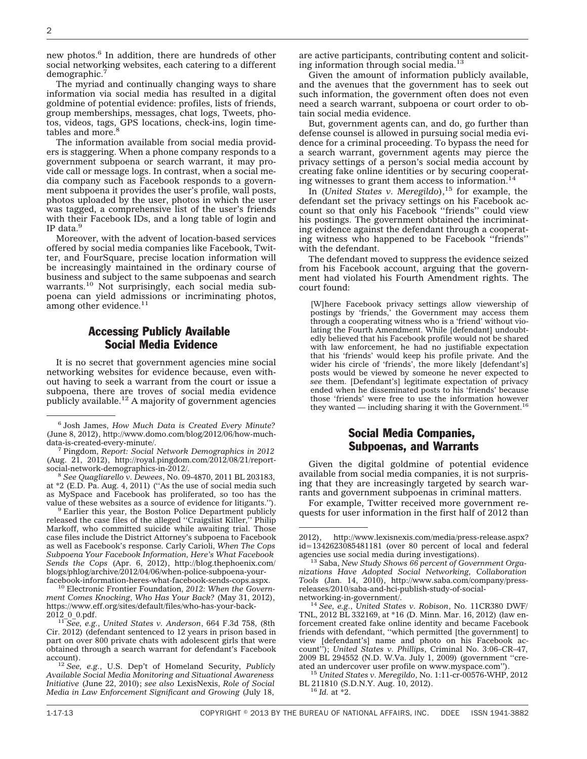new photos.[6] In addition, there are hundreds of other social networking websites, each catering to a different demographic.[7]

The myriad and continually changing ways to share information via social media has resulted in a digital goldmine of potential evidence: profiles, lists of friends, group memberships, messages, chat logs, Tweets, photos, videos, tags, GPS locations, check-ins, login timetables and more.[8]

The information available from social media providers is staggering. When a phone company responds to a government subpoena or search warrant, it may provide call or message logs. In contrast, when a social media company such as Facebook responds to a government subpoena it provides the user's profile, wall posts, photos uploaded by the user, photos in which the user was tagged, a comprehensive list of the user's friends with their Facebook IDs, and a long table of login and IP data.[9]

Moreover, with the advent of location-based services offered by social media companies like Facebook, Twitter, and FourSquare, precise location information will be increasingly maintained in the ordinary course of business and subject to the same subpoenas and search warrants.[10] Not surprisingly, each social media subpoena can yield admissions or incriminating photos, among other evidence.[11]

## Accessing Publicly Available Social Media Evidence

It is no secret that government agencies mine social networking websites for evidence because, even without having to seek a warrant from the court or issue a subpoena, there are troves of social media evidence publicly available.[12] A majority of government agencies are active participants, contributing content and soliciting information through social media.[13]

Given the amount of information publicly available, and the avenues that the government has to seek out such information, the government often does not even need a search warrant, subpoena or court order to obtain social media evidence.

But, government agents can, and do, go further than defense counsel is allowed in pursuing social media evidence for a criminal proceeding. To bypass the need for a search warrant, government agents may pierce the privacy settings of a person's social media account by creating fake online identities or by securing cooperating witnesses to grant them access to information.[14]

In (*United States v. Meregildo*),[15] for example, the defendant set the privacy settings on his Facebook account so that only his Facebook ''friends'' could view his postings. The government obtained the incriminating evidence against the defendant through a cooperating witness who happened to be Facebook ''friends'' with the defendant.

The defendant moved to suppress the evidence seized from his Facebook account, arguing that the government had violated his Fourth Amendment rights. The court found:

> [W]here Facebook privacy settings allow viewership of postings by 'friends,' the Government may access them through a cooperating witness who is a 'friend' without violating the Fourth Amendment. While [defendant] undoubtedly believed that his Facebook profile would not be shared with law enforcement, he had no justifiable expectation that his 'friends' would keep his profile private. And the wider his circle of 'friends', the more likely [defendant's] posts would be viewed by someone he never expected to *see* them. [Defendant's] legitimate expectation of privacy ended when he disseminated posts to his 'friends' because those 'friends' were free to use the information however they wanted — including sharing it with the Government.[16]

## Social Media Companies, Subpoenas, and Warrants

Given the digital goldmine of potential evidence available from social media companies, it is not surprising that they are increasingly targeted by search warrants and government subpoenas in criminal matters.

For example, Twitter received more government requests for user information in the first half of 2012 than

---

[6] Josh James, *How Much Data is Created Every Minute?* (June 8, 2012), http://www.domo.com/blog/2012/06/how-much-data-is-created-every-minute/.

[7] Pingdom, *Report: Social Network Demographics in 2012* (Aug. 21, 2012), http://royal.pingdom.com/2012/08/21/report-social-network-demographics-in-2012/.

[8] *See Quagliarello v. Dewees*, No. 09-4870, 2011 BL 203183, at *2 (E.D. Pa. Aug. 4, 2011) (''As the use of social media such as MySpace and Facebook has proliferated, so too has the value of these websites as a source of evidence for litigants.'').

[9] Earlier this year, the Boston Police Department publicly released the case files of the alleged ''Craigslist Killer,'' Philip Markoff, who committed suicide while awaiting trial. Those case files include the District Attorney's subpoena to Facebook as well as Facebook's response. Carly Carioli, *When The Cops Subpoena Your Facebook Information, Here's What Facebook Sends the Cops* (Apr. 6, 2012), http://blog.thephoenix.com/blogs/phlog/archive/2012/04/06/when-police-subpoena-your-facebook-information-heres-what-facebook-sends-cops.aspx.

[10] Electronic Frontier Foundation, *2012: When the Government Comes Knocking, Who Has Your Back?* (May 31, 2012), https://www.eff.org/sites/default/files/who-has-your-back-2012_0_0.pdf.

[11] *See, e.g.*, *United States v. Anderson*, 664 F.3d 758, (8th Cir. 2012) (defendant sentenced to 12 years in prison based in part on over 800 private chats with adolescent girls that were obtained through a search warrant for defendant's Facebook account).

[12] *See, e.g.*, U.S. Dep't of Homeland Security, *Publicly Available Social Media Monitoring and Situational Awareness Initiative* (June 22, 2010); *see also* LexisNexis, *Role of Social Media in Law Enforcement Significant and Growing* (July 18, 2012), http://www.lexisnexis.com/media/press-release.aspx?id=1342623085481181 (over 80 percent of local and federal agencies use social media during investigations).

[13] Saba, *New Study Shows 66 percent of Government Organizations Have Adopted Social Networking, Collaboration Tools* (Jan. 14, 2010), http://www.saba.com/company/press-releases/2010/saba-and-hci-publish-study-of-social-networking-in-government/.

[14] *See, e.g.*, *United States v. Robison*, No. 11CR380 DWF/TNL, 2012 BL 332169, at *16 (D. Minn. Mar. 16, 2012) (law enforcement created fake online identity and became Facebook friends with defendant, ''which permitted [the government] to view [defendant's] name and photo on his Facebook account''); *United States v. Phillips*, Criminal No. 3:06–CR–47, 2009 BL 294552 (N.D. W.Va. July 1, 2009) (government ''created an undercover user profile on www.myspace.com'').

[15] *United States v. Meregildo*, No. 1:11-cr-00576-WHP, 2012 BL 211810 (S.D.N.Y. Aug. 10, 2012).

[16] *Id.* at *2.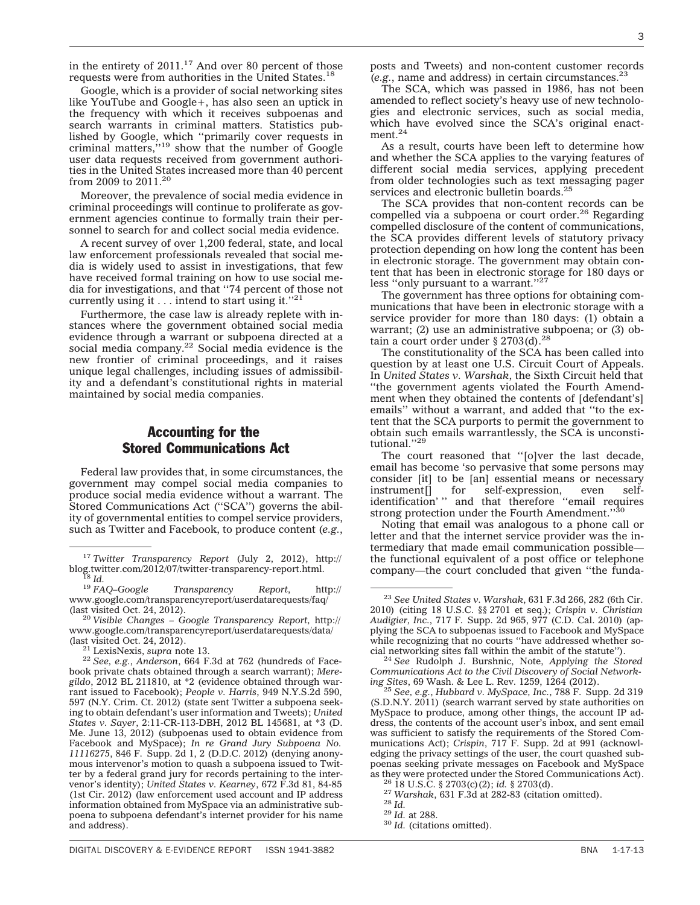in the entirety of 2011.[17] And over 80 percent of those requests were from authorities in the United States.[18]

Google, which is a provider of social networking sites like YouTube and Google+, has also seen an uptick in the frequency with which it receives subpoenas and search warrants in criminal matters. Statistics published by Google, which ''primarily cover requests in criminal matters,''[19] show that the number of Google user data requests received from government authorities in the United States increased more than 40 percent from 2009 to 2011.[20]

Moreover, the prevalence of social media evidence in criminal proceedings will continue to proliferate as government agencies continue to formally train their personnel to search for and collect social media evidence.

A recent survey of over 1,200 federal, state, and local law enforcement professionals revealed that social media is widely used to assist in investigations, that few have received formal training on how to use social media for investigations, and that ''74 percent of those not currently using it . . . intend to start using it.''[21]

Furthermore, the case law is already replete with instances where the government obtained social media evidence through a warrant or subpoena directed at a social media company.[22] Social media evidence is the new frontier of criminal proceedings, and it raises unique legal challenges, including issues of admissibility and a defendant's constitutional rights in material maintained by social media companies.

## Accounting for the Stored Communications Act

Federal law provides that, in some circumstances, the government may compel social media companies to produce social media evidence without a warrant. The Stored Communications Act (''SCA'') governs the ability of governmental entities to compel service providers, such as Twitter and Facebook, to produce content (*e.g.*, posts and Tweets) and non-content customer records (*e.g.*, name and address) in certain circumstances.[23]

The SCA, which was passed in 1986, has not been amended to reflect society's heavy use of new technologies and electronic services, such as social media, which have evolved since the SCA's original enactment.[24]

As a result, courts have been left to determine how and whether the SCA applies to the varying features of different social media services, applying precedent from older technologies such as text messaging pager services and electronic bulletin boards.[25]

The SCA provides that non-content records can be compelled via a subpoena or court order.[26] Regarding compelled disclosure of the content of communications, the SCA provides different levels of statutory privacy protection depending on how long the content has been in electronic storage. The government may obtain content that has been in electronic storage for 180 days or less ''only pursuant to a warrant.''[27]

The government has three options for obtaining communications that have been in electronic storage with a service provider for more than 180 days: (1) obtain a warrant; (2) use an administrative subpoena; or (3) obtain a court order under § 2703(d).[28]

The constitutionality of the SCA has been called into question by at least one U.S. Circuit Court of Appeals. In *United States v. Warshak*, the Sixth Circuit held that ''the government agents violated the Fourth Amendment when they obtained the contents of [defendant's] emails'' without a warrant, and added that ''to the extent that the SCA purports to permit the government to obtain such emails warrantlessly, the SCA is unconstitutional.''[29]

The court reasoned that ''[o]ver the last decade, email has become 'so pervasive that some persons may consider [it] to be [an] essential means or necessary instrument[] for self-expression, even self-identification' '' and that therefore ''email requires strong protection under the Fourth Amendment.''[30]

Noting that email was analogous to a phone call or letter and that the internet service provider was the intermediary that made email communication possible—the functional equivalent of a post office or telephone company—the court concluded that given ''the funda-

---

[17] *Twitter Transparency Report* (July 2, 2012), http://blog.twitter.com/2012/07/twitter-transparency-report.html.

[18] *Id.*

[19] *FAQ–Google Transparency Report*, http://www.google.com/transparencyreport/userdatarequests/faq/ (last visited Oct. 24, 2012).

[20] *Visible Changes – Google Transparency Report,* http://www.google.com/transparencyreport/userdatarequests/data/ (last visited Oct. 24, 2012).

[21] LexisNexis, *supra* note 13.

[22] *See, e.g.*, *Anderson*, 664 F.3d at 762 (hundreds of Facebook private chats obtained through a search warrant); *Meregildo*, 2012 BL 211810, at *2 (evidence obtained through warrant issued to Facebook); *People v. Harris*, 949 N.Y.S.2d 590, 597 (N.Y. Crim. Ct. 2012) (state sent Twitter a subpoena seeking to obtain defendant's user information and Tweets); *United States v. Sayer*, 2:11-CR-113-DBH, 2012 BL 145681, at *3 (D. Me. June 13, 2012) (subpoenas used to obtain evidence from Facebook and MySpace); *In re Grand Jury Subpoena No. 11116275*, 846 F. Supp. 2d 1, 2 (D.D.C. 2012) (denying anonymous intervenor's motion to quash a subpoena issued to Twitter by a federal grand jury for records pertaining to the intervenor's identity); *United States v. Kearney*, 672 F.3d 81, 84-85 (1st Cir. 2012) (law enforcement used account and IP address information obtained from MySpace via an administrative subpoena to subpoena defendant's internet provider for his name and address).

[23] *See United States v. Warshak*, 631 F.3d 266, 282 (6th Cir. 2010) (citing 18 U.S.C. §§ 2701 et seq.); *Crispin v. Christian Audigier, Inc.*, 717 F. Supp. 2d 965, 977 (C.D. Cal. 2010) (applying the SCA to subpoenas issued to Facebook and MySpace while recognizing that no courts ''have addressed whether social networking sites fall within the ambit of the statute'').

[24] *See* Rudolph J. Burshnic, Note, *Applying the Stored Communications Act to the Civil Discovery of Social Networking Sites*, 69 Wash. & Lee L. Rev. 1259, 1264 (2012).

[25] *See, e.g.*, *Hubbard v. MySpace, Inc.*, 788 F. Supp. 2d 319 (S.D.N.Y. 2011) (search warrant served by state authorities on MySpace to produce, among other things, the account IP address, the contents of the account user's inbox, and sent email was sufficient to satisfy the requirements of the Stored Communications Act); *Crispin*, 717 F. Supp. 2d at 991 (acknowledging the privacy settings of the user, the court quashed subpoenas seeking private messages on Facebook and MySpace as they were protected under the Stored Communications Act).

[26] 18 U.S.C. § 2703(c)(2); *id.* § 2703(d).

[27] *Warshak*, 631 F.3d at 282-83 (citation omitted).

[28] *Id.*

[29] *Id.* at 288.

[30] *Id.* (citations omitted).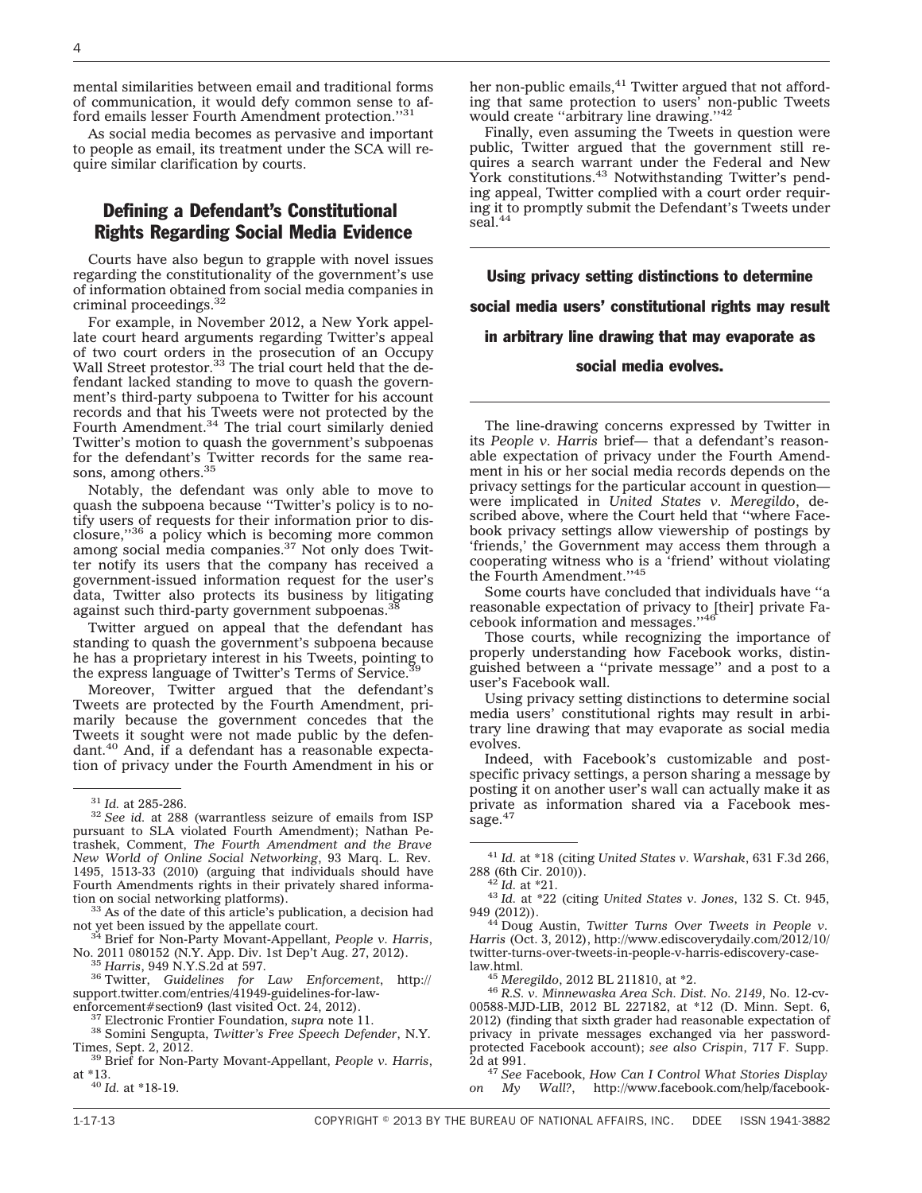mental similarities between email and traditional forms of communication, it would defy common sense to afford emails lesser Fourth Amendment protection.''[31]

As social media becomes as pervasive and important to people as email, its treatment under the SCA will require similar clarification by courts.

## Defining a Defendant's Constitutional Rights Regarding Social Media Evidence

Courts have also begun to grapple with novel issues regarding the constitutionality of the government's use of information obtained from social media companies in criminal proceedings.[32]

For example, in November 2012, a New York appellate court heard arguments regarding Twitter's appeal of two court orders in the prosecution of an Occupy Wall Street protestor.[33] The trial court held that the defendant lacked standing to move to quash the government's third-party subpoena to Twitter for his account records and that his Tweets were not protected by the Fourth Amendment.[34] The trial court similarly denied Twitter's motion to quash the government's subpoenas for the defendant's Twitter records for the same reasons, among others.[35]

Notably, the defendant was only able to move to quash the subpoena because ''Twitter's policy is to notify users of requests for their information prior to disclosure,''[36] a policy which is becoming more common among social media companies.[37] Not only does Twitter notify its users that the company has received a government-issued information request for the user's data, Twitter also protects its business by litigating against such third-party government subpoenas.[38]

Twitter argued on appeal that the defendant has standing to quash the government's subpoena because he has a proprietary interest in his Tweets, pointing to the express language of Twitter's Terms of Service.[39]

Moreover, Twitter argued that the defendant's Tweets are protected by the Fourth Amendment, primarily because the government concedes that the Tweets it sought were not made public by the defendant.[40] And, if a defendant has a reasonable expectation of privacy under the Fourth Amendment in his or her non-public emails,[41] Twitter argued that not affording that same protection to users' non-public Tweets would create ''arbitrary line drawing.''[42]

Finally, even assuming the Tweets in question were public, Twitter argued that the government still requires a search warrant under the Federal and New York constitutions.[43] Notwithstanding Twitter's pending appeal, Twitter complied with a court order requiring it to promptly submit the Defendant's Tweets under seal.[44]

**Using privacy setting distinctions to determine social media users' constitutional rights may result in arbitrary line drawing that may evaporate as social media evolves.**

The line-drawing concerns expressed by Twitter in its *People v. Harris* brief— that a defendant's reasonable expectation of privacy under the Fourth Amendment in his or her social media records depends on the privacy settings for the particular account in question— were implicated in *United States v. Meregildo*, described above, where the Court held that ''where Facebook privacy settings allow viewership of postings by 'friends,' the Government may access them through a cooperating witness who is a 'friend' without violating the Fourth Amendment.''[45]

Some courts have concluded that individuals have ''a reasonable expectation of privacy to [their] private Facebook information and messages.''[46]

Those courts, while recognizing the importance of properly understanding how Facebook works, distinguished between a ''private message'' and a post to a user's Facebook wall.

Using privacy setting distinctions to determine social media users' constitutional rights may result in arbitrary line drawing that may evaporate as social media evolves.

Indeed, with Facebook's customizable and post-specific privacy settings, a person sharing a message by posting it on another user's wall can actually make it as private as information shared via a Facebook message.[47]

---

[31] *Id.* at 285-286.

[32] *See id.* at 288 (warrantless seizure of emails from ISP pursuant to SLA violated Fourth Amendment); Nathan Petrashek, Comment, *The Fourth Amendment and the Brave New World of Online Social Networking*, 93 Marq. L. Rev. 1495, 1513-33 (2010) (arguing that individuals should have Fourth Amendments rights in their privately shared information on social networking platforms).

[33] As of the date of this article's publication, a decision had not yet been issued by the appellate court.

[34] Brief for Non-Party Movant-Appellant, *People v. Harris*, No. 2011 080152 (N.Y. App. Div. 1st Dep't Aug. 27, 2012).

[35] *Harris*, 949 N.Y.S.2d at 597.

[36] Twitter, *Guidelines for Law Enforcement*, http://support.twitter.com/entries/41949-guidelines-for-law-enforcement#section9 (last visited Oct. 24, 2012).

[37] Electronic Frontier Foundation, *supra* note 11.

[38] Somini Sengupta, *Twitter's Free Speech Defender*, N.Y. Times, Sept. 2, 2012.

[39] Brief for Non-Party Movant-Appellant, *People v. Harris*, at *13.

[40] *Id.* at *18-19.

[41] *Id.* at *18 (citing *United States v. Warshak*, 631 F.3d 266, 288 (6th Cir. 2010)).

[42] *Id.* at *21.

[43] *Id.* at *22 (citing *United States v. Jones*, 132 S. Ct. 945, 949 (2012)).

[44] Doug Austin, *Twitter Turns Over Tweets in People v. Harris* (Oct. 3, 2012), http://www.ediscoverydaily.com/2012/10/twitter-turns-over-tweets-in-people-v-harris-ediscovery-case-law.html.

[45] *Meregildo*, 2012 BL 211810, at *2.

[46] *R.S. v. Minnewaska Area Sch. Dist. No. 2149*, No. 12-cv-00588-MJD-LIB, 2012 BL 227182, at *12 (D. Minn. Sept. 6, 2012) (finding that sixth grader had reasonable expectation of privacy in private messages exchanged via her password-protected Facebook account); *see also Crispin*, 717 F. Supp. 2d at 991.

[47] *See* Facebook, *How Can I Control What Stories Display on My Wall?*, http://www.facebook.com/help/facebook-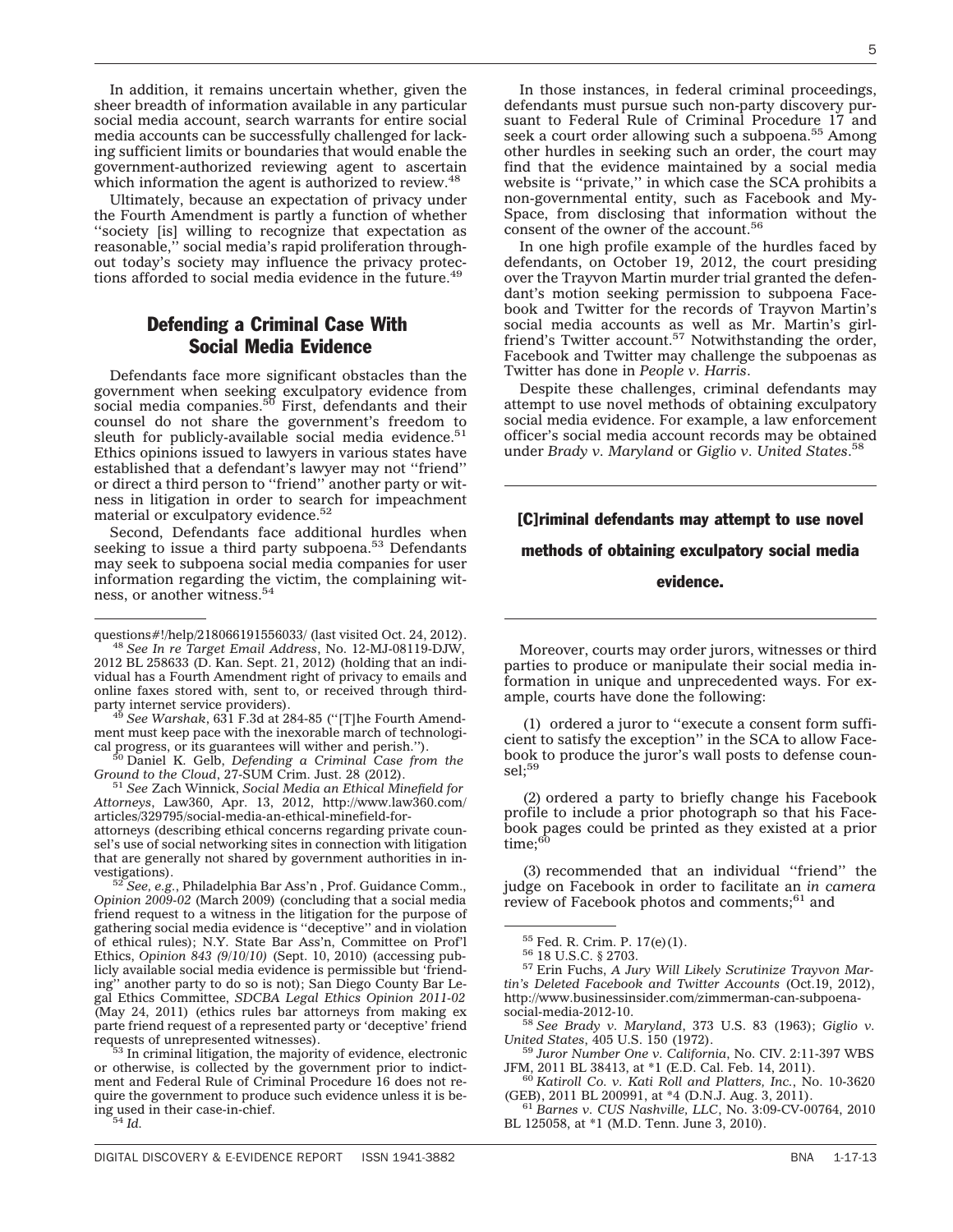In addition, it remains uncertain whether, given the sheer breadth of information available in any particular social media account, search warrants for entire social media accounts can be successfully challenged for lacking sufficient limits or boundaries that would enable the government-authorized reviewing agent to ascertain which information the agent is authorized to review.[48]

Ultimately, because an expectation of privacy under the Fourth Amendment is partly a function of whether ''society [is] willing to recognize that expectation as reasonable,'' social media's rapid proliferation throughout today's society may influence the privacy protections afforded to social media evidence in the future.[49]

## Defending a Criminal Case With Social Media Evidence

Defendants face more significant obstacles than the government when seeking exculpatory evidence from social media companies.[50] First, defendants and their counsel do not share the government's freedom to sleuth for publicly-available social media evidence.[51] Ethics opinions issued to lawyers in various states have established that a defendant's lawyer may not ''friend'' or direct a third person to ''friend'' another party or witness in litigation in order to search for impeachment material or exculpatory evidence.[52]

Second, Defendants face additional hurdles when seeking to issue a third party subpoena.[53] Defendants may seek to subpoena social media companies for user information regarding the victim, the complaining witness, or another witness.[54]

In those instances, in federal criminal proceedings, defendants must pursue such non-party discovery pursuant to Federal Rule of Criminal Procedure 17 and seek a court order allowing such a subpoena.[55] Among other hurdles in seeking such an order, the court may find that the evidence maintained by a social media website is ''private,'' in which case the SCA prohibits a non-governmental entity, such as Facebook and MySpace, from disclosing that information without the consent of the owner of the account.[56]

In one high profile example of the hurdles faced by defendants, on October 19, 2012, the court presiding over the Trayvon Martin murder trial granted the defendant's motion seeking permission to subpoena Facebook and Twitter for the records of Trayvon Martin's social media accounts as well as Mr. Martin's girlfriend's Twitter account.[57] Notwithstanding the order, Facebook and Twitter may challenge the subpoenas as Twitter has done in *People v. Harris*.

Despite these challenges, criminal defendants may attempt to use novel methods of obtaining exculpatory social media evidence. For example, a law enforcement officer's social media account records may be obtained under *Brady v. Maryland* or *Giglio v. United States*.[58]

> **[C]riminal defendants may attempt to use novel methods of obtaining exculpatory social media evidence.**

Moreover, courts may order jurors, witnesses or third parties to produce or manipulate their social media information in unique and unprecedented ways. For example, courts have done the following:

(1) ordered a juror to ''execute a consent form sufficient to satisfy the exception'' in the SCA to allow Facebook to produce the juror's wall posts to defense counsel;[59]

(2) ordered a party to briefly change his Facebook profile to include a prior photograph so that his Facebook pages could be printed as they existed at a prior time;[60]

(3) recommended that an individual ''friend'' the judge on Facebook in order to facilitate an *in camera* review of Facebook photos and comments;[61] and

---

questions#!/help/218066191556033/ (last visited Oct. 24, 2012).

[48] *See In re Target Email Address*, No. 12-MJ-08119-DJW, 2012 BL 258633 (D. Kan. Sept. 21, 2012) (holding that an individual has a Fourth Amendment right of privacy to emails and online faxes stored with, sent to, or received through third-party internet service providers).

[49] *See Warshak*, 631 F.3d at 284-85 (''[T]he Fourth Amendment must keep pace with the inexorable march of technological progress, or its guarantees will wither and perish.'').

[50] Daniel K. Gelb, *Defending a Criminal Case from the Ground to the Cloud*, 27-SUM Crim. Just. 28 (2012).

[51] *See* Zach Winnick, *Social Media an Ethical Minefield for Attorneys*, Law360, Apr. 13, 2012, http://www.law360.com/articles/329795/social-media-an-ethical-minefield-for-attorneys (describing ethical concerns regarding private counsel's use of social networking sites in connection with litigation that are generally not shared by government authorities in investigations).

[52] *See, e.g.*, Philadelphia Bar Ass'n , Prof. Guidance Comm., *Opinion 2009-02* (March 2009) (concluding that a social media friend request to a witness in the litigation for the purpose of gathering social media evidence is ''deceptive'' and in violation of ethical rules); N.Y. State Bar Ass'n, Committee on Prof'l Ethics, *Opinion 843 (9/10/10)* (Sept. 10, 2010) (accessing publicly available social media evidence is permissible but 'friending'' another party to do so is not); San Diego County Bar Legal Ethics Committee, *SDCBA Legal Ethics Opinion 2011-02* (May 24, 2011) (ethics rules bar attorneys from making ex parte friend request of a represented party or 'deceptive' friend requests of unrepresented witnesses).

[53] In criminal litigation, the majority of evidence, electronic or otherwise, is collected by the government prior to indictment and Federal Rule of Criminal Procedure 16 does not require the government to produce such evidence unless it is being used in their case-in-chief.

[54] *Id.*

[55] Fed. R. Crim. P. 17(e)(1).

[56] 18 U.S.C. § 2703.

[57] Erin Fuchs, *A Jury Will Likely Scrutinize Trayvon Martin's Deleted Facebook and Twitter Accounts* (Oct.19, 2012), http://www.businessinsider.com/zimmerman-can-subpoena-social-media-2012-10.

[58] *See Brady v. Maryland*, 373 U.S. 83 (1963); *Giglio v. United States*, 405 U.S. 150 (1972).

[59] *Juror Number One v. California*, No. CIV. 2:11-397 WBS JFM, 2011 BL 38413, at *1 (E.D. Cal. Feb. 14, 2011).

[60] *Katiroll Co. v. Kati Roll and Platters, Inc.*, No. 10-3620 (GEB), 2011 BL 200991, at *4 (D.N.J. Aug. 3, 2011).

[61] *Barnes v. CUS Nashville, LLC*, No. 3:09-CV-00764, 2010 BL 125058, at *1 (M.D. Tenn. June 3, 2010).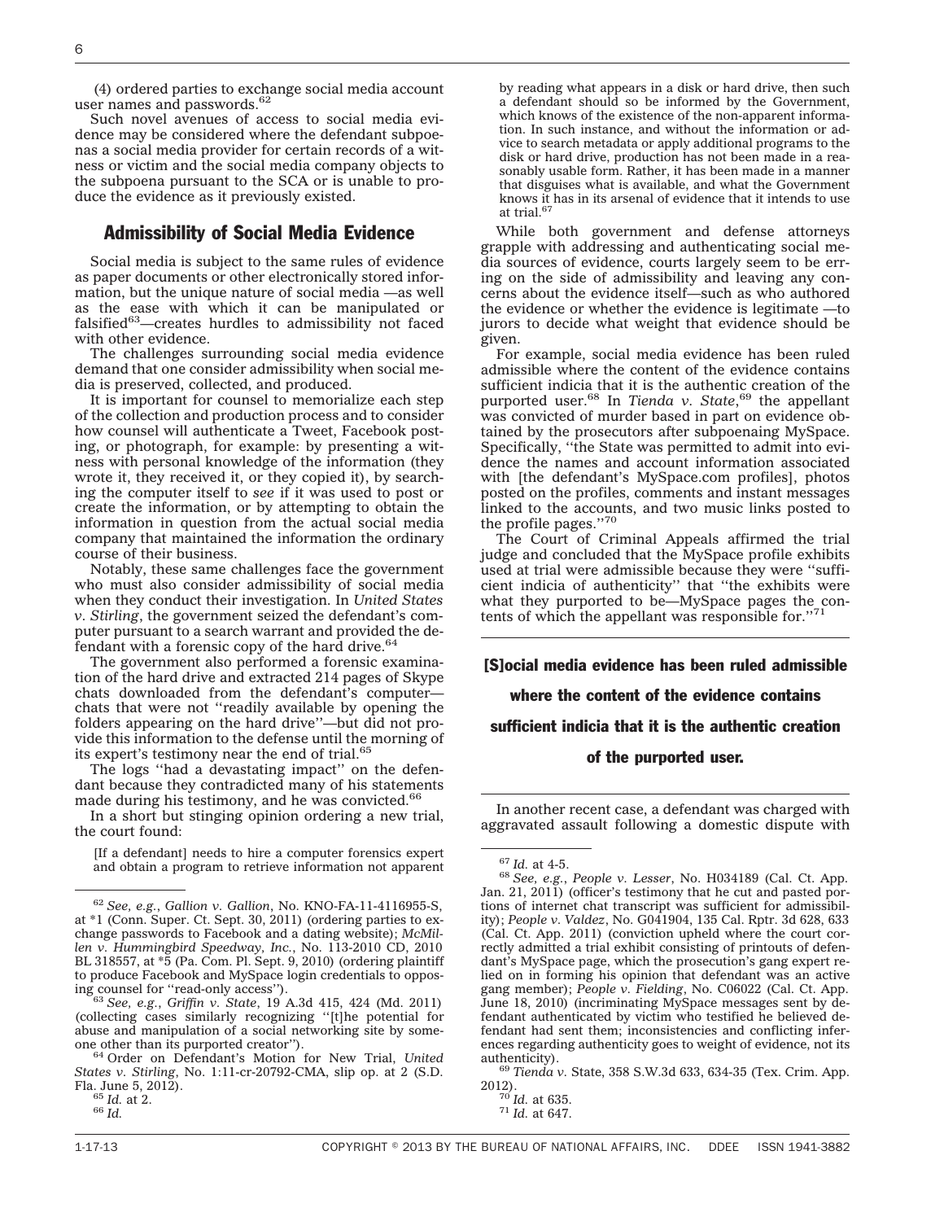(4) ordered parties to exchange social media account user names and passwords.[62]

Such novel avenues of access to social media evidence may be considered where the defendant subpoenas a social media provider for certain records of a witness or victim and the social media company objects to the subpoena pursuant to the SCA or is unable to produce the evidence as it previously existed.

## Admissibility of Social Media Evidence

Social media is subject to the same rules of evidence as paper documents or other electronically stored information, but the unique nature of social media —as well as the ease with which it can be manipulated or falsified[63]—creates hurdles to admissibility not faced with other evidence.

The challenges surrounding social media evidence demand that one consider admissibility when social media is preserved, collected, and produced.

It is important for counsel to memorialize each step of the collection and production process and to consider how counsel will authenticate a Tweet, Facebook posting, or photograph, for example: by presenting a witness with personal knowledge of the information (they wrote it, they received it, or they copied it), by searching the computer itself to *see* if it was used to post or create the information, or by attempting to obtain the information in question from the actual social media company that maintained the information the ordinary course of their business.

Notably, these same challenges face the government who must also consider admissibility of social media when they conduct their investigation. In *United States v. Stirling*, the government seized the defendant's computer pursuant to a search warrant and provided the defendant with a forensic copy of the hard drive.[64]

The government also performed a forensic examination of the hard drive and extracted 214 pages of Skype chats downloaded from the defendant's computer—chats that were not ''readily available by opening the folders appearing on the hard drive''—but did not provide this information to the defense until the morning of its expert's testimony near the end of trial.[65]

The logs ''had a devastating impact'' on the defendant because they contradicted many of his statements made during his testimony, and he was convicted.[66]

In a short but stinging opinion ordering a new trial, the court found:

> [If a defendant] needs to hire a computer forensics expert and obtain a program to retrieve information not apparent by reading what appears in a disk or hard drive, then such a defendant should so be informed by the Government, which knows of the existence of the non-apparent information. In such instance, and without the information or advice to search metadata or apply additional programs to the disk or hard drive, production has not been made in a reasonably usable form. Rather, it has been made in a manner that disguises what is available, and what the Government knows it has in its arsenal of evidence that it intends to use at trial.[67]

While both government and defense attorneys grapple with addressing and authenticating social media sources of evidence, courts largely seem to be erring on the side of admissibility and leaving any concerns about the evidence itself—such as who authored the evidence or whether the evidence is legitimate —to jurors to decide what weight that evidence should be given.

For example, social media evidence has been ruled admissible where the content of the evidence contains sufficient indicia that it is the authentic creation of the purported user.[68] In *Tienda v. State*,[69] the appellant was convicted of murder based in part on evidence obtained by the prosecutors after subpoenaing MySpace. Specifically, ''the State was permitted to admit into evidence the names and account information associated with [the defendant's MySpace.com profiles], photos posted on the profiles, comments and instant messages linked to the accounts, and two music links posted to the profile pages.''[70]

The Court of Criminal Appeals affirmed the trial judge and concluded that the MySpace profile exhibits used at trial were admissible because they were ''sufficient indicia of authenticity'' that ''the exhibits were what they purported to be—MySpace pages the contents of which the appellant was responsible for.''[71]

**[S]ocial media evidence has been ruled admissible where the content of the evidence contains sufficient indicia that it is the authentic creation of the purported user.**

In another recent case, a defendant was charged with aggravated assault following a domestic dispute with

---

[62] *See, e.g.*, *Gallion v. Gallion*, No. KNO-FA-11-4116955-S, at *1 (Conn. Super. Ct. Sept. 30, 2011) (ordering parties to exchange passwords to Facebook and a dating website); *McMillen v. Hummingbird Speedway, Inc.*, No. 113-2010 CD, 2010 BL 318557, at *5 (Pa. Com. Pl. Sept. 9, 2010) (ordering plaintiff to produce Facebook and MySpace login credentials to opposing counsel for ''read-only access'').

[63] *See, e.g.*, *Griffin v. State*, 19 A.3d 415, 424 (Md. 2011) (collecting cases similarly recognizing ''[t]he potential for abuse and manipulation of a social networking site by someone other than its purported creator'').

[64] Order on Defendant's Motion for New Trial, *United States v. Stirling*, No. 1:11-cr-20792-CMA, slip op. at 2 (S.D. Fla. June 5, 2012).

[65] *Id.* at 2.

[66] *Id.*

[67] *Id.* at 4-5.

[68] *See, e.g.*, *People v. Lesser*, No. H034189 (Cal. Ct. App. Jan. 21, 2011) (officer's testimony that he cut and pasted portions of internet chat transcript was sufficient for admissibility); *People v. Valdez*, No. G041904, 135 Cal. Rptr. 3d 628, 633 (Cal. Ct. App. 2011) (conviction upheld where the court correctly admitted a trial exhibit consisting of printouts of defendant's MySpace page, which the prosecution's gang expert relied on in forming his opinion that defendant was an active gang member); *People v. Fielding*, No. C06022 (Cal. Ct. App. June 18, 2010) (incriminating MySpace messages sent by defendant authenticated by victim who testified he believed defendant had sent them; inconsistencies and conflicting inferences regarding authenticity goes to weight of evidence, not its authenticity).

[69] *Tienda v.* State, 358 S.W.3d 633, 634-35 (Tex. Crim. App. 2012).

[70] *Id.* at 635.

[71] *Id.* at 647.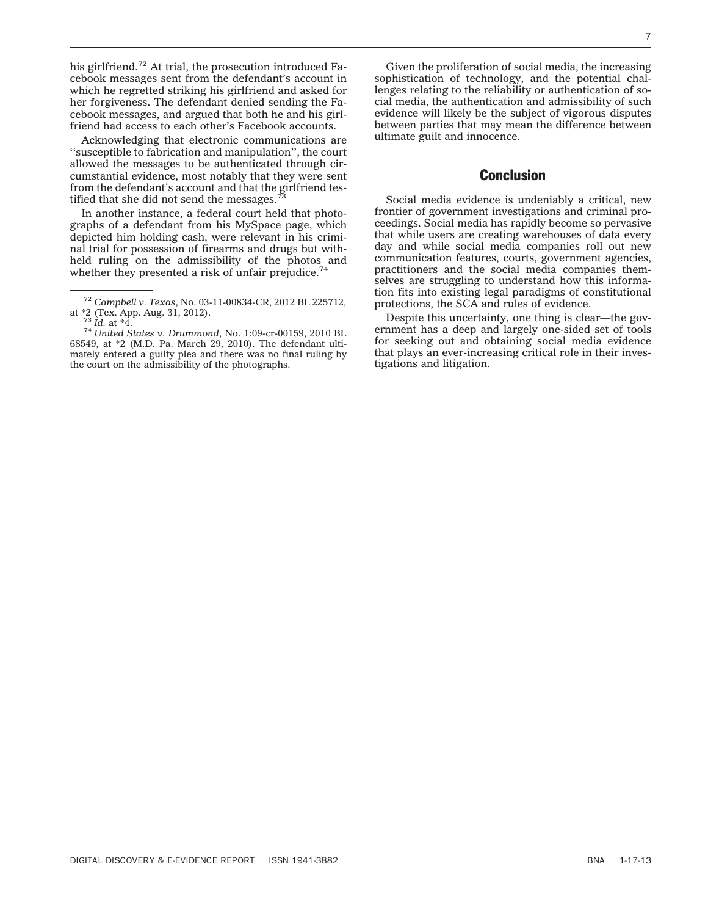his girlfriend.[72] At trial, the prosecution introduced Facebook messages sent from the defendant's account in which he regretted striking his girlfriend and asked for her forgiveness. The defendant denied sending the Facebook messages, and argued that both he and his girlfriend had access to each other's Facebook accounts.

Acknowledging that electronic communications are ''susceptible to fabrication and manipulation'', the court allowed the messages to be authenticated through circumstantial evidence, most notably that they were sent from the defendant's account and that the girlfriend testified that she did not send the messages.[73]

In another instance, a federal court held that photographs of a defendant from his MySpace page, which depicted him holding cash, were relevant in his criminal trial for possession of firearms and drugs but withheld ruling on the admissibility of the photos and whether they presented a risk of unfair prejudice.[74]

[72] *Campbell v. Texas*, No. 03-11-00834-CR, 2012 BL 225712, at *2 (Tex. App. Aug. 31, 2012).

[73] *Id.* at *4.

[74] *United States v. Drummond*, No. 1:09-cr-00159, 2010 BL 68549, at *2 (M.D. Pa. March 29, 2010). The defendant ultimately entered a guilty plea and there was no final ruling by the court on the admissibility of the photographs.

Given the proliferation of social media, the increasing sophistication of technology, and the potential challenges relating to the reliability or authentication of social media, the authentication and admissibility of such evidence will likely be the subject of vigorous disputes between parties that may mean the difference between ultimate guilt and innocence.

## Conclusion

Social media evidence is undeniably a critical, new frontier of government investigations and criminal proceedings. Social media has rapidly become so pervasive that while users are creating warehouses of data every day and while social media companies roll out new communication features, courts, government agencies, practitioners and the social media companies themselves are struggling to understand how this information fits into existing legal paradigms of constitutional protections, the SCA and rules of evidence.

Despite this uncertainty, one thing is clear—the government has a deep and largely one-sided set of tools for seeking out and obtaining social media evidence that plays an ever-increasing critical role in their investigations and litigation.